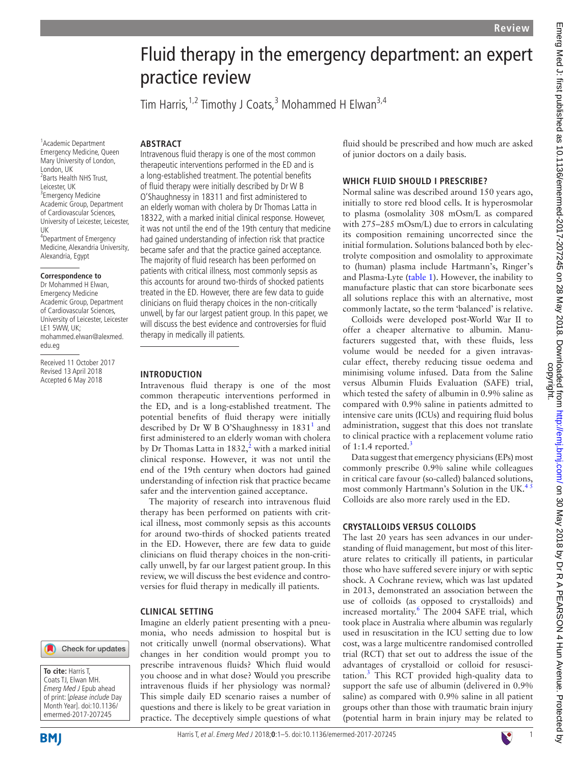# Fluid therapy in the emergency department: an expert practice review

Tim Harris,[1,2] Timothy J Coats,[3] Mohammed H Elwan[3,4]

[1]Academic Department Emergency Medicine, Queen Mary University of London, London, UK
[2]Barts Health NHS Trust, Leicester, UK
[3]Emergency Medicine Academic Group, Department of Cardiovascular Sciences, University of Leicester, Leicester, UK
[4]Department of Emergency Medicine, Alexandria University, Alexandria, Egypt

**Correspondence to**
Dr Mohammed H Elwan, Emergency Medicine Academic Group, Department of Cardiovascular Sciences, University of Leicester, Leicester LE1 5WW, UK; mohammed.elwan@alexmed.edu.eg

Received 11 October 2017
Revised 13 April 2018
Accepted 6 May 2018

**To cite:** Harris T, Coats TJ, Elwan MH. *Emerg Med J* Epub ahead of print: [*please include* Day Month Year]. doi:10.1136/emermed-2017-207245

## ABSTRACT

Intravenous fluid therapy is one of the most common therapeutic interventions performed in the ED and is a long-established treatment. The potential benefits of fluid therapy were initially described by Dr W B O'Shaughnessy in 18311 and first administered to an elderly woman with cholera by Dr Thomas Latta in 18322, with a marked initial clinical response. However, it was not until the end of the 19th century that medicine had gained understanding of infection risk that practice became safer and that the practice gained acceptance. The majority of fluid research has been performed on patients with critical illness, most commonly sepsis as this accounts for around two-thirds of shocked patients treated in the ED. However, there are few data to guide clinicians on fluid therapy choices in the non-critically unwell, by far our largest patient group. In this paper, we will discuss the best evidence and controversies for fluid therapy in medically ill patients.

## INTRODUCTION

Intravenous fluid therapy is one of the most common therapeutic interventions performed in the ED, and is a long-established treatment. The potential benefits of fluid therapy were initially described by Dr W B O'Shaughnessy in 1831[1] and first administered to an elderly woman with cholera by Dr Thomas Latta in 1832,[2] with a marked initial clinical response. However, it was not until the end of the 19th century when doctors had gained understanding of infection risk that practice became safer and the intervention gained acceptance.

The majority of research into intravenous fluid therapy has been performed on patients with critical illness, most commonly sepsis as this accounts for around two-thirds of shocked patients treated in the ED. However, there are few data to guide clinicians on fluid therapy choices in the non-critically unwell, by far our largest patient group. In this review, we will discuss the best evidence and controversies for fluid therapy in medically ill patients.

## CLINICAL SETTING

Imagine an elderly patient presenting with a pneumonia, who needs admission to hospital but is not critically unwell (normal observations). What changes in her condition would prompt you to prescribe intravenous fluids? Which fluid would you choose and in what dose? Would you prescribe intravenous fluids if her physiology was normal? This simple daily ED scenario raises a number of questions and there is likely to be great variation in practice. The deceptively simple questions of what fluid should be prescribed and how much are asked of junior doctors on a daily basis.

## WHICH FLUID SHOULD I PRESCRIBE?

Normal saline was described around 150 years ago, initially to store red blood cells. It is hyperosmolar to plasma (osmolality 308 mOsm/L as compared with 275–285 mOsm/L) due to errors in calculating its composition remaining uncorrected since the initial formulation. Solutions balanced both by electrolyte composition and osmolality to approximate to (human) plasma include Hartmann's, Ringer's and Plasma-Lyte (table 1). However, the inability to manufacture plastic that can store bicarbonate sees all solutions replace this with an alternative, most commonly lactate, so the term 'balanced' is relative.

Colloids were developed post-World War II to offer a cheaper alternative to albumin. Manufacturers suggested that, with these fluids, less volume would be needed for a given intravascular effect, thereby reducing tissue oedema and minimising volume infused. Data from the Saline versus Albumin Fluids Evaluation (SAFE) trial, which tested the safety of albumin in 0.9% saline as compared with 0.9% saline in patients admitted to intensive care units (ICUs) and requiring fluid bolus administration, suggest that this does not translate to clinical practice with a replacement volume ratio of 1:1.4 reported.[3]

Data suggest that emergency physicians (EPs) most commonly prescribe 0.9% saline while colleagues in critical care favour (so-called) balanced solutions, most commonly Hartmann's Solution in the UK.[4,5] Colloids are also more rarely used in the ED.

## CRYSTALLOIDS VERSUS COLLOIDS

The last 20 years has seen advances in our understanding of fluid management, but most of this literature relates to critically ill patients, in particular those who have suffered severe injury or with septic shock. A Cochrane review, which was last updated in 2013, demonstrated an association between the use of colloids (as opposed to crystalloids) and increased mortality.[6] The 2004 SAFE trial, which took place in Australia where albumin was regularly used in resuscitation in the ICU setting due to low cost, was a large multicentre randomised controlled trial (RCT) that set out to address the issue of the advantages of crystalloid or colloid for resuscitation.[3] This RCT provided high-quality data to support the safe use of albumin (delivered in 0.9% saline) as compared with 0.9% saline in all patient groups other than those with traumatic brain injury (potential harm in brain injury may be related to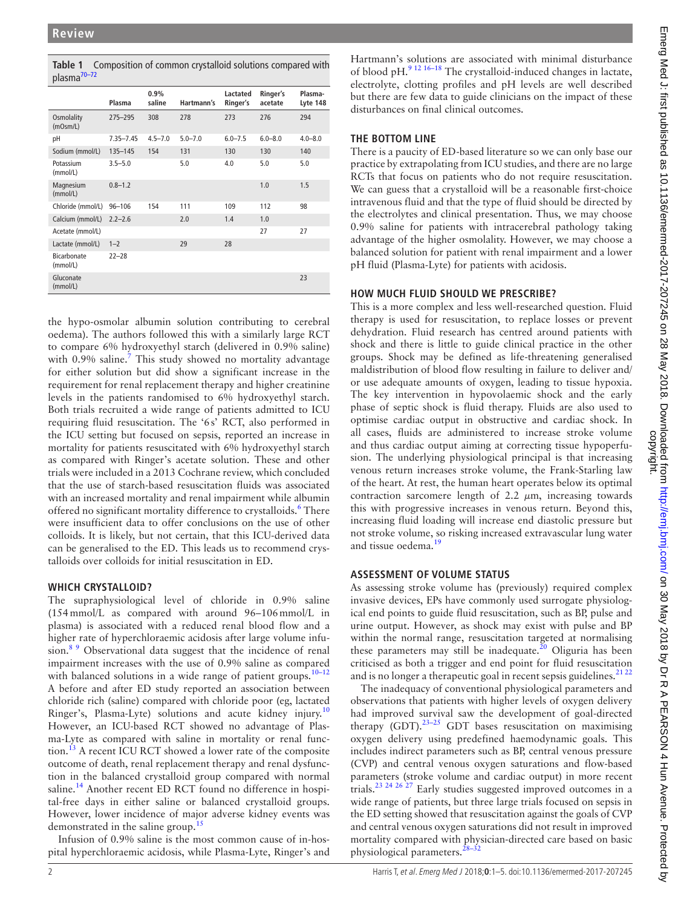**Table 1** Composition of common crystalloid solutions compared with plasma[70–72]

| | Plasma | 0.9% saline | Hartmann's | Lactated Ringer's | Ringer's acetate | Plasma-Lyte 148 |
|---|---|---|---|---|---|---|
| Osmolality (mOsm/L) | 275–295 | 308 | 278 | 273 | 276 | 294 |
| pH | 7.35–7.45 | 4.5–7.0 | 5.0–7.0 | 6.0–7.5 | 6.0–8.0 | 4.0–8.0 |
| Sodium (mmol/L) | 135–145 | 154 | 131 | 130 | 130 | 140 |
| Potassium (mmol/L) | 3.5–5.0 | | 5.0 | 4.0 | 5.0 | 5.0 |
| Magnesium (mmol/L) | 0.8–1.2 | | | | 1.0 | 1.5 |
| Chloride (mmol/L) | 96–106 | 154 | 111 | 109 | 112 | 98 |
| Calcium (mmol/L) | 2.2–2.6 | | 2.0 | 1.4 | 1.0 | |
| Acetate (mmol/L) | | | | | 27 | 27 |
| Lactate (mmol/L) | 1–2 | | 29 | 28 | | |
| Bicarbonate (mmol/L) | 22–28 | | | | | |
| Gluconate (mmol/L) | | | | | | 23 |

the hypo-osmolar albumin solution contributing to cerebral oedema). The authors followed this with a similarly large RCT to compare 6% hydroxyethyl starch (delivered in 0.9% saline) with 0.9% saline.[7] This study showed no mortality advantage for either solution but did show a significant increase in the requirement for renal replacement therapy and higher creatinine levels in the patients randomised to 6% hydroxyethyl starch. Both trials recruited a wide range of patients admitted to ICU requiring fluid resuscitation. The '6s' RCT, also performed in the ICU setting but focused on sepsis, reported an increase in mortality for patients resuscitated with 6% hydroxyethyl starch as compared with Ringer's acetate solution. These and other trials were included in a 2013 Cochrane review, which concluded that the use of starch-based resuscitation fluids was associated with an increased mortality and renal impairment while albumin offered no significant mortality difference to crystalloids.[6] There were insufficient data to offer conclusions on the use of other colloids. It is likely, but not certain, that this ICU-derived data can be generalised to the ED. This leads us to recommend crystalloids over colloids for initial resuscitation in ED.

## WHICH CRYSTALLOID?

The supraphysiological level of chloride in 0.9% saline (154 mmol/L as compared with around 96–106 mmol/L in plasma) is associated with a reduced renal blood flow and a higher rate of hyperchloraemic acidosis after large volume infusion.[8 9] Observational data suggest that the incidence of renal impairment increases with the use of 0.9% saline as compared with balanced solutions in a wide range of patient groups.[10–12] A before and after ED study reported an association between chloride rich (saline) compared with chloride poor (eg, lactated Ringer's, Plasma-Lyte) solutions and acute kidney injury.[10] However, an ICU-based RCT showed no advantage of Plasma-Lyte as compared with saline in mortality or renal function.[13] A recent ICU RCT showed a lower rate of the composite outcome of death, renal replacement therapy and renal dysfunction in the balanced crystalloid group compared with normal saline.[14] Another recent ED RCT found no difference in hospital-free days in either saline or balanced crystalloid groups. However, lower incidence of major adverse kidney events was demonstrated in the saline group.[15]

Infusion of 0.9% saline is the most common cause of in-hospital hyperchloraemic acidosis, while Plasma-Lyte, Ringer's and Hartmann's solutions are associated with minimal disturbance of blood pH.[9 12 16–18] The crystalloid-induced changes in lactate, electrolyte, clotting profiles and pH levels are well described but there are few data to guide clinicians on the impact of these disturbances on final clinical outcomes.

## THE BOTTOM LINE

There is a paucity of ED-based literature so we can only base our practice by extrapolating from ICU studies, and there are no large RCTs that focus on patients who do not require resuscitation. We can guess that a crystalloid will be a reasonable first-choice intravenous fluid and that the type of fluid should be directed by the electrolytes and clinical presentation. Thus, we may choose 0.9% saline for patients with intracerebral pathology taking advantage of the higher osmolality. However, we may choose a balanced solution for patient with renal impairment and a lower pH fluid (Plasma-Lyte) for patients with acidosis.

## HOW MUCH FLUID SHOULD WE PRESCRIBE?

This is a more complex and less well-researched question. Fluid therapy is used for resuscitation, to replace losses or prevent dehydration. Fluid research has centred around patients with shock and there is little to guide clinical practice in the other groups. Shock may be defined as life-threatening generalised maldistribution of blood flow resulting in failure to deliver and/or use adequate amounts of oxygen, leading to tissue hypoxia. The key intervention in hypovolaemic shock and the early phase of septic shock is fluid therapy. Fluids are also used to optimise cardiac output in obstructive and cardiac shock. In all cases, fluids are administered to increase stroke volume and thus cardiac output aiming at correcting tissue hypoperfusion. The underlying physiological principal is that increasing venous return increases stroke volume, the Frank-Starling law of the heart. At rest, the human heart operates below its optimal contraction sarcomere length of 2.2 $\mu$m, increasing towards this with progressive increases in venous return. Beyond this, increasing fluid loading will increase end diastolic pressure but not stroke volume, so risking increased extravascular lung water and tissue oedema.[19]

## ASSESSMENT OF VOLUME STATUS

As assessing stroke volume has (previously) required complex invasive devices, EPs have commonly used surrogate physiological end points to guide fluid resuscitation, such as BP, pulse and urine output. However, as shock may exist with pulse and BP within the normal range, resuscitation targeted at normalising these parameters may still be inadequate.[20] Oliguria has been criticised as both a trigger and end point for fluid resuscitation and is no longer a therapeutic goal in recent sepsis guidelines.[21 22]

The inadequacy of conventional physiological parameters and observations that patients with higher levels of oxygen delivery had improved survival saw the development of goal-directed therapy (GDT).[23–25] GDT bases resuscitation on maximising oxygen delivery using predefined haemodynamic goals. This includes indirect parameters such as BP, central venous pressure (CVP) and central venous oxygen saturations and flow-based parameters (stroke volume and cardiac output) in more recent trials.[23 24 26 27] Early studies suggested improved outcomes in a wide range of patients, but three large trials focused on sepsis in the ED setting showed that resuscitation against the goals of CVP and central venous oxygen saturations did not result in improved mortality compared with physician-directed care based on basic physiological parameters.[28–32]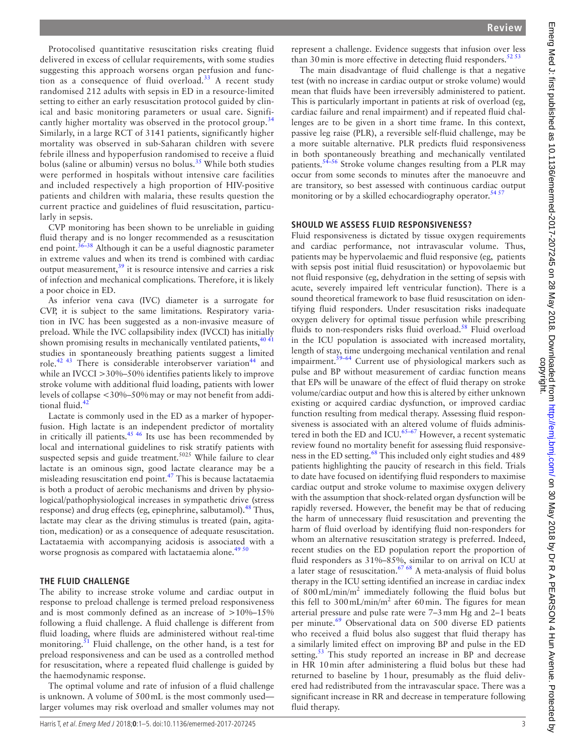Protocolised quantitative resuscitation risks creating fluid delivered in excess of cellular requirements, with some studies suggesting this approach worsens organ perfusion and function as a consequence of fluid overload.[33] A recent study randomised 212 adults with sepsis in ED in a resource-limited setting to either an early resuscitation protocol guided by clinical and basic monitoring parameters or usual care. Significantly higher mortality was observed in the protocol group.[34] Similarly, in a large RCT of 3141 patients, significantly higher mortality was observed in sub-Saharan children with severe febrile illness and hypoperfusion randomised to receive a fluid bolus (saline or albumin) versus no bolus.[35] While both studies were performed in hospitals without intensive care facilities and included respectively a high proportion of HIV-positive patients and children with malaria, these results question the current practice and guidelines of fluid resuscitation, particularly in sepsis.

CVP monitoring has been shown to be unreliable in guiding fluid therapy and is no longer recommended as a resuscitation end point.[36–38] Although it can be a useful diagnostic parameter in extreme values and when its trend is combined with cardiac output measurement,[39] it is resource intensive and carries a risk of infection and mechanical complications. Therefore, it is likely a poor choice in ED.

As inferior vena cava (IVC) diameter is a surrogate for CVP, it is subject to the same limitations. Respiratory variation in IVC has been suggested as a non-invasive measure of preload. While the IVC collapsibility index (IVCCI) has initially shown promising results in mechanically ventilated patients,[40 41] studies in spontaneously breathing patients suggest a limited role.[42 43] There is considerable interobserver variation[44] and while an IVCCI >30%–50% identifies patients likely to improve stroke volume with additional fluid loading, patients with lower levels of collapse <30%–50% may or may not benefit from additional fluid.[42]

Lactate is commonly used in the ED as a marker of hypoperfusion. High lactate is an independent predictor of mortality in critically ill patients.[45 46] Its use has been recommended by local and international guidelines to risk stratify patients with suspected sepsis and guide treatment.[5025] While failure to clear lactate is an ominous sign, good lactate clearance may be a misleading resuscitation end point.[47] This is because lactataemia is both a product of aerobic mechanisms and driven by physiological/pathophysiological increases in sympathetic drive (stress response) and drug effects (eg, epinephrine, salbutamol).[48] Thus, lactate may clear as the driving stimulus is treated (pain, agitation, medication) or as a consequence of adequate resuscitation. Lactataemia with accompanying acidosis is associated with a worse prognosis as compared with lactataemia alone.[49 50]

## THE FLUID CHALLENGE

The ability to increase stroke volume and cardiac output in response to preload challenge is termed preload responsiveness and is most commonly defined as an increase of >10%–15% following a fluid challenge. A fluid challenge is different from fluid loading, where fluids are administered without real-time monitoring.[51] Fluid challenge, on the other hand, is a test for preload responsiveness and can be used as a controlled method for resuscitation, where a repeated fluid challenge is guided by the haemodynamic response.

The optimal volume and rate of infusion of a fluid challenge is unknown. A volume of 500 mL is the most commonly used—larger volumes may risk overload and smaller volumes may not represent a challenge. Evidence suggests that infusion over less than 30 min is more effective in detecting fluid responders.[52 53]

The main disadvantage of fluid challenge is that a negative test (with no increase in cardiac output or stroke volume) would mean that fluids have been irreversibly administered to patient. This is particularly important in patients at risk of overload (eg, cardiac failure and renal impairment) and if repeated fluid challenges are to be given in a short time frame. In this context, passive leg raise (PLR), a reversible self-fluid challenge, may be a more suitable alternative. PLR predicts fluid responsiveness in both spontaneously breathing and mechanically ventilated patients.[54–56] Stroke volume changes resulting from a PLR may occur from some seconds to minutes after the manoeuvre and are transitory, so best assessed with continuous cardiac output monitoring or by a skilled echocardiography operator.[54 57]

## SHOULD WE ASSESS FLUID RESPONSIVENESS?

Fluid responsiveness is dictated by tissue oxygen requirements and cardiac performance, not intravascular volume. Thus, patients may be hypervolaemic and fluid responsive (eg, patients with sepsis post initial fluid resuscitation) or hypovolaemic but not fluid responsive (eg, dehydration in the setting of sepsis with acute, severely impaired left ventricular function). There is a sound theoretical framework to base fluid resuscitation on identifying fluid responders. Under resuscitation risks inadequate oxygen delivery for optimal tissue perfusion while prescribing fluids to non-responders risks fluid overload.[58] Fluid overload in the ICU population is associated with increased mortality, length of stay, time undergoing mechanical ventilation and renal impairment.[59–64] Current use of physiological markers such as pulse and BP without measurement of cardiac function means that EPs will be unaware of the effect of fluid therapy on stroke volume/cardiac output and how this is altered by either unknown existing or acquired cardiac dysfunction, or improved cardiac function resulting from medical therapy. Assessing fluid responsiveness is associated with an altered volume of fluids administered in both the ED and ICU.[65–67] However, a recent systematic review found no mortality benefit for assessing fluid responsiveness in the ED setting.[68] This included only eight studies and 489 patients highlighting the paucity of research in this field. Trials to date have focused on identifying fluid responders to maximise cardiac output and stroke volume to maximise oxygen delivery with the assumption that shock-related organ dysfunction will be rapidly reversed. However, the benefit may be that of reducing the harm of unnecessary fluid resuscitation and preventing the harm of fluid overload by identifying fluid non-responders for whom an alternative resuscitation strategy is preferred. Indeed, recent studies on the ED population report the proportion of fluid responders as 31%–85%, similar to on arrival on ICU at a later stage of resuscitation.[67 68] A meta-analysis of fluid bolus therapy in the ICU setting identified an increase in cardiac index of 800 mL/min/m$^2$ immediately following the fluid bolus but this fell to 300 mL/min/m$^2$ after 60 min. The figures for mean arterial pressure and pulse rate were 7–3 mm Hg and 2–1 beats per minute.[69] Observational data on 500 diverse ED patients who received a fluid bolus also suggest that fluid therapy has a similarly limited effect on improving BP and pulse in the ED setting.[53] This study reported an increase in BP and decrease in HR 10 min after administering a fluid bolus but these had returned to baseline by 1 hour, presumably as the fluid delivered had redistributed from the intravascular space. There was a significant increase in RR and decrease in temperature following fluid therapy.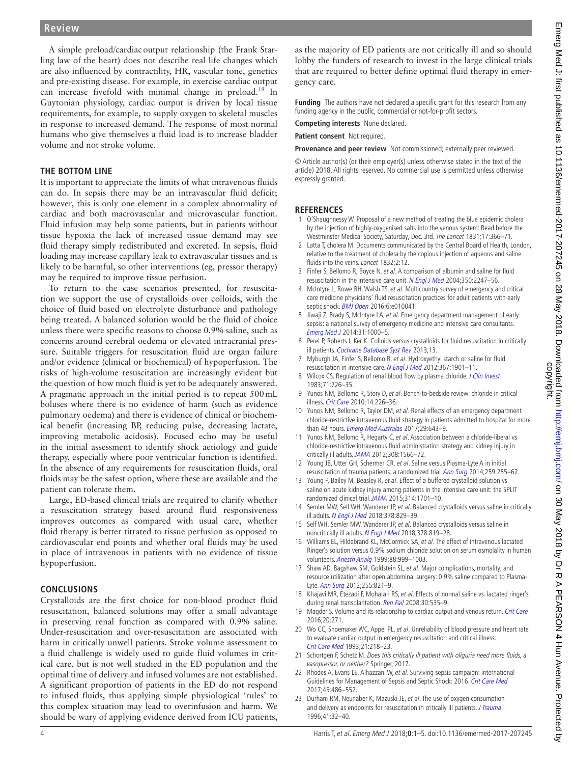A simple preload/cardiac output relationship (the Frank Starling law of the heart) does not describe real life changes which are also influenced by contractility, HR, vascular tone, genetics and pre-existing disease. For example, in exercise cardiac output can increase fivefold with minimal change in preload.[19] In Guytonian physiology, cardiac output is driven by local tissue requirements, for example, to supply oxygen to skeletal muscles in response to increased demand. The response of most normal humans who give themselves a fluid load is to increase bladder volume and not stroke volume.

## THE BOTTOM LINE

It is important to appreciate the limits of what intravenous fluids can do. In sepsis there may be an intravascular fluid deficit; however, this is only one element in a complex abnormality of cardiac and both macrovascular and microvascular function. Fluid infusion may help some patients, but in patients without tissue hypoxia the lack of increased tissue demand may see fluid therapy simply redistributed and excreted. In sepsis, fluid loading may increase capillary leak to extravascular tissues and is likely to be harmful, so other interventions (eg, pressor therapy) may be required to improve tissue perfusion.

To return to the case scenarios presented, for resuscitation we support the use of crystalloids over colloids, with the choice of fluid based on electrolyte disturbance and pathology being treated. A balanced solution would be the fluid of choice unless there were specific reasons to choose 0.9% saline, such as concerns around cerebral oedema or elevated intracranial pressure. Suitable triggers for resuscitation fluid are organ failure and/or evidence (clinical or biochemical) of hypoperfusion. The risks of high-volume resuscitation are increasingly evident but the question of how much fluid is yet to be adequately answered. A pragmatic approach in the initial period is to repeat 500 mL boluses where there is no evidence of harm (such as evidence pulmonary oedema) and there is evidence of clinical or biochemical benefit (increasing BP, reducing pulse, decreasing lactate, improving metabolic acidosis). Focused echo may be useful in the initial assessment to identify shock aetiology and guide therapy, especially where poor ventricular function is identified. In the absence of any requirements for resuscitation fluids, oral fluids may be the safest option, where these are available and the patient can tolerate them.

Large, ED-based clinical trials are required to clarify whether a resuscitation strategy based around fluid responsiveness improves outcomes as compared with usual care, whether fluid therapy is better titrated to tissue perfusion as opposed to cardiovascular end points and whether oral fluids may be used in place of intravenous in patients with no evidence of tissue hypoperfusion.

## CONCLUSIONS

Crystalloids are the first choice for non-blood product fluid resuscitation, balanced solutions may offer a small advantage in preserving renal function as compared with 0.9% saline. Under-resuscitation and over-resuscitation are associated with harm in critically unwell patients. Stroke volume assessment to a fluid challenge is widely used to guide fluid volumes in critical care, but is not well studied in the ED population and the optimal time of delivery and infused volumes are not established. A significant proportion of patients in the ED do not respond to infused fluids, thus applying simple physiological 'rules' to this complex situation may lead to overinfusion and harm. We should be wary of applying evidence derived from ICU patients, as the majority of ED patients are not critically ill and so should lobby the funders of research to invest in the large clinical trials that are required to better define optimal fluid therapy in emergency care.

**Funding** The authors have not declared a specific grant for this research from any funding agency in the public, commercial or not-for-profit sectors.

**Competing interests** None declared.

**Patient consent** Not required.

**Provenance and peer review** Not commissioned; externally peer reviewed.

© Article author(s) (or their employer(s) unless otherwise stated in the text of the article) 2018. All rights reserved. No commercial use is permitted unless otherwise expressly granted.

## REFERENCES

1. O'Shaughnessy W. Proposal of a new method of treating the blue epidemic cholera by the injection of highly-oxygenised salts into the venous system: Read before the Westminster Medical Society, Saturday, Dec. 3rd. *The Lancet* 1831;17:366–71.
2. Latta T, cholera M. Documents communicated by the Central Board of Health, London, relative to the treatment of cholera by the copious injection of aqueous and saline fluids into the veins. *Lancet* 1832;2:12.
3. Finfer S, Bellomo R, Boyce N, *et al*. A comparison of albumin and saline for fluid resuscitation in the intensive care unit. *N Engl J Med* 2004;350:2247–56.
4. McIntyre L, Rowe BH, Walsh TS, *et al*. Multicountry survey of emergency and critical care medicine physicians' fluid resuscitation practices for adult patients with early septic shock. *BMJ Open* 2016;6:e010041.
5. Jiwaji Z, Brady S, McIntyre LA, *et al*. Emergency department management of early sepsis: a national survey of emergency medicine and intensive care consultants. *Emerg Med J* 2014;31:1000–5.
6. Perel P, Roberts I, Ker K. Colloids versus crystalloids for fluid resuscitation in critically ill patients. *Cochrane Database Syst Rev* 2013;13.
7. Myburgh JA, Finfer S, Bellomo R, *et al*. Hydroxyethyl starch or saline for fluid resuscitation in intensive care. *N Engl J Med* 2012;367:1901–11.
8. Wilcox CS. Regulation of renal blood flow by plasma chloride. *J Clin Invest* 1983;71:726–35.
9. Yunos NM, Bellomo R, Story D, *et al*. Bench-to-bedside review: chloride in critical illness. *Crit Care* 2010;14:226–36.
10. Yunos NM, Bellomo R, Taylor DM, *et al*. Renal effects of an emergency department chloride-restrictive intravenous fluid strategy in patients admitted to hospital for more than 48 hours. *Emerg Med Australas* 2017;29:643–9.
11. Yunos NM, Bellomo R, Hegarty C, *et al*. Association between a chloride-liberal vs chloride-restrictive intravenous fluid administration strategy and kidney injury in critically ill adults. *JAMA* 2012;308:1566–72.
12. Young JB, Utter GH, Schermer CR, *et al*. Saline versus Plasma-Lyte A in initial resuscitation of trauma patients: a randomized trial. *Ann Surg* 2014;259:255–62.
13. Young P, Bailey M, Beasley R, *et al*. Effect of a buffered crystalloid solution vs saline on acute kidney injury among patients in the intensive care unit: the SPLIT randomized clinical trial. *JAMA* 2015;314:1701–10.
14. Semler MW, Self WH, Wanderer JP, *et al*. Balanced crystalloids versus saline in critically ill adults. *N Engl J Med* 2018;378:829–39.
15. Self WH, Semler MW, Wanderer JP, *et al*. Balanced crystalloids versus saline in noncritically ill adults. *N Engl J Med* 2018;378:819–28.
16. Williams EL, Hildebrand KL, McCormick SA, *et al*. The effect of intravenous lactated Ringer's solution versus 0.9% sodium chloride solution on serum osmolality in human volunteers. *Anesth Analg* 1999;88:999–1003.
17. Shaw AD, Bagshaw SM, Goldstein SL, *et al*. Major complications, mortality, and resource utilization after open abdominal surgery: 0.9% saline compared to Plasma-Lyte. *Ann Surg* 2012;255:821–9.
18. Khajavi MR, Etezadi F, Moharari RS, *et al*. Effects of normal saline vs. lactated ringer's during renal transplantation. *Ren Fail* 2008;30:535–9.
19. Magder S. Volume and its relationship to cardiac output and venous return. *Crit Care* 2016;20:271.
20. Wo CC, Shoemaker WC, Appel PL, *et al*. Unreliability of blood pressure and heart rate to evaluate cardiac output in emergency resuscitation and critical illness. *Crit Care Med* 1993;21:218–23.
21. Schortgen F, Schetz M. *Does this critically ill patient with oliguria need more fluids, a vasopressor, or neither?* Springer, 2017.
22. Rhodes A, Evans LE, Alhazzani W, *et al*. Surviving sepsis campaign: International Guidelines for Management of Sepsis and Septic Shock: 2016. *Crit Care Med* 2017;45:486–552.
23. Durham RM, Neunaber K, Mazuski JE, *et al*. The use of oxygen consumption and delivery as endpoints for resuscitation in critically ill patients. *J Trauma* 1996;41:32–40.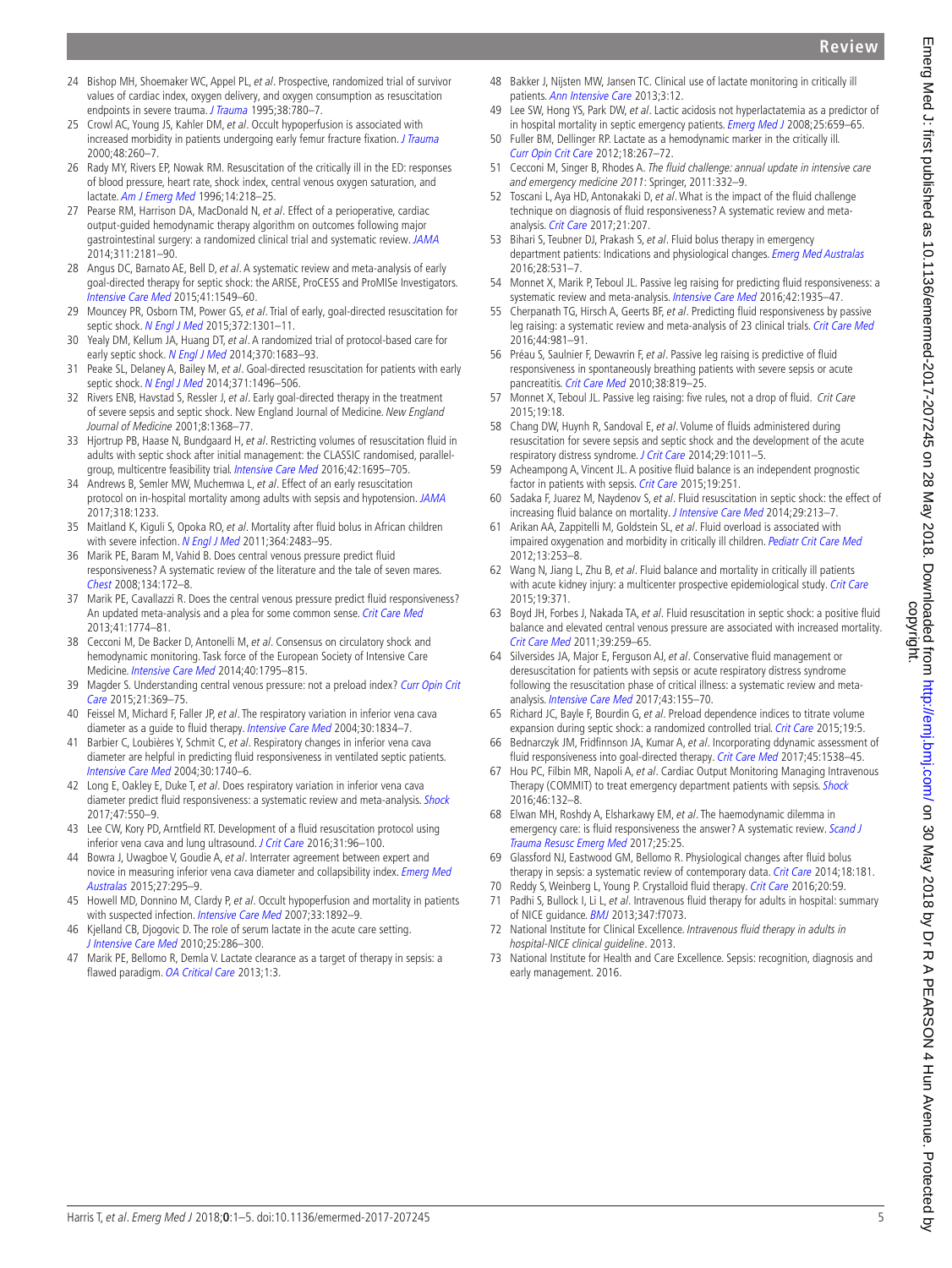24 Bishop MH, Shoemaker WC, Appel PL, *et al*. Prospective, randomized trial of survivor values of cardiac index, oxygen delivery, and oxygen consumption as resuscitation endpoints in severe trauma. *J Trauma* 1995;38:780–7.

25 Crowl AC, Young JS, Kahler DM, *et al*. Occult hypoperfusion is associated with increased morbidity in patients undergoing early femur fracture fixation. *J Trauma* 2000;48:260–7.

26 Rady MY, Rivers EP, Nowak RM. Resuscitation of the critically ill in the ED: responses of blood pressure, heart rate, shock index, central venous oxygen saturation, and lactate. *Am J Emerg Med* 1996;14:218–25.

27 Pearse RM, Harrison DA, MacDonald N, *et al*. Effect of a perioperative, cardiac output-guided hemodynamic therapy algorithm on outcomes following major gastrointestinal surgery: a randomized clinical trial and systematic review. *JAMA* 2014;311:2181–90.

28 Angus DC, Barnato AE, Bell D, *et al*. A systematic review and meta-analysis of early goal-directed therapy for septic shock: the ARISE, ProCESS and ProMISe Investigators. *Intensive Care Med* 2015;41:1549–60.

29 Mouncey PR, Osborn TM, Power GS, *et al*. Trial of early, goal-directed resuscitation for septic shock. *N Engl J Med* 2015;372:1301–11.

30 Yealy DM, Kellum JA, Huang DT, *et al*. A randomized trial of protocol-based care for early septic shock. *N Engl J Med* 2014;370:1683–93.

31 Peake SL, Delaney A, Bailey M, *et al*. Goal-directed resuscitation for patients with early septic shock. *N Engl J Med* 2014;371:1496–506.

32 Rivers ENB, Havstad S, Ressler J, *et al*. Early goal-directed therapy in the treatment of severe sepsis and septic shock. New England Journal of Medicine. *New England Journal of Medicine* 2001;8:1368–77.

33 Hjortrup PB, Haase N, Bundgaard H, *et al*. Restricting volumes of resuscitation fluid in adults with septic shock after initial management: the CLASSIC randomised, parallel-group, multicentre feasibility trial. *Intensive Care Med* 2016;42:1695–705.

34 Andrews B, Semler MW, Muchemwa L, *et al*. Effect of an early resuscitation protocol on in-hospital mortality among adults with sepsis and hypotension. *JAMA* 2017;318:1233.

35 Maitland K, Kiguli S, Opoka RO, *et al*. Mortality after fluid bolus in African children with severe infection. *N Engl J Med* 2011;364:2483–95.

36 Marik PE, Baram M, Vahid B. Does central venous pressure predict fluid responsiveness? A systematic review of the literature and the tale of seven mares. *Chest* 2008;134:172–8.

37 Marik PE, Cavallazzi R. Does the central venous pressure predict fluid responsiveness? An updated meta-analysis and a plea for some common sense. *Crit Care Med* 2013;41:1774–81.

38 Cecconi M, De Backer D, Antonelli M, *et al*. Consensus on circulatory shock and hemodynamic monitoring. Task force of the European Society of Intensive Care Medicine. *Intensive Care Med* 2014;40:1795–815.

39 Magder S. Understanding central venous pressure: not a preload index? *Curr Opin Crit Care* 2015;21:369–75.

40 Feissel M, Michard F, Faller JP, *et al*. The respiratory variation in inferior vena cava diameter as a guide to fluid therapy. *Intensive Care Med* 2004;30:1834–7.

41 Barbier C, Loubières Y, Schmit C, *et al*. Respiratory changes in inferior vena cava diameter are helpful in predicting fluid responsiveness in ventilated septic patients. *Intensive Care Med* 2004;30:1740–6.

42 Long E, Oakley E, Duke T, *et al*. Does respiratory variation in inferior vena cava diameter predict fluid responsiveness: a systematic review and meta-analysis. *Shock* 2017;47:550–9.

43 Lee CW, Kory PD, Arntfield RT. Development of a fluid resuscitation protocol using inferior vena cava and lung ultrasound. *J Crit Care* 2016;31:96–100.

44 Bowra J, Uwagboe V, Goudie A, *et al*. Interrater agreement between expert and novice in measuring inferior vena cava diameter and collapsibility index. *Emerg Med Australas* 2015;27:295–9.

45 Howell MD, Donnino M, Clardy P, *et al*. Occult hypoperfusion and mortality in patients with suspected infection. *Intensive Care Med* 2007;33:1892–9.

46 Kjelland CB, Djogovic D. The role of serum lactate in the acute care setting. *J Intensive Care Med* 2010;25:286–300.

47 Marik PE, Bellomo R, Demla V. Lactate clearance as a target of therapy in sepsis: a flawed paradigm. *OA Critical Care* 2013;1:3.

48 Bakker J, Nijsten MW, Jansen TC. Clinical use of lactate monitoring in critically ill patients. *Ann Intensive Care* 2013;3:12.

49 Lee SW, Hong YS, Park DW, *et al*. Lactic acidosis not hyperlactatemia as a predictor of in hospital mortality in septic emergency patients. *Emerg Med J* 2008;25:659–65.

50 Fuller BM, Dellinger RP. Lactate as a hemodynamic marker in the critically ill. *Curr Opin Crit Care* 2012;18:267–72.

51 Cecconi M, Singer B, Rhodes A. *The fluid challenge: annual update in intensive care and emergency medicine 2011*: Springer, 2011:332–9.

52 Toscani L, Aya HD, Antonakaki D, *et al*. What is the impact of the fluid challenge technique on diagnosis of fluid responsiveness? A systematic review and meta-analysis. *Crit Care* 2017;21:207.

53 Bihari S, Teubner DJ, Prakash S, *et al*. Fluid bolus therapy in emergency department patients: Indications and physiological changes. *Emerg Med Australas* 2016;28:531–7.

54 Monnet X, Marik P, Teboul JL. Passive leg raising for predicting fluid responsiveness: a systematic review and meta-analysis. *Intensive Care Med* 2016;42:1935–47.

55 Cherpanath TG, Hirsch A, Geerts BF, *et al*. Predicting fluid responsiveness by passive leg raising: a systematic review and meta-analysis of 23 clinical trials. *Crit Care Med* 2016;44:981–91.

56 Préau S, Saulnier F, Dewavrin F, *et al*. Passive leg raising is predictive of fluid responsiveness in spontaneously breathing patients with severe sepsis or acute pancreatitis. *Crit Care Med* 2010;38:819–25.

57 Monnet X, Teboul JL. Passive leg raising: five rules, not a drop of fluid. *Crit Care* 2015;19:18.

58 Chang DW, Huynh R, Sandoval E, *et al*. Volume of fluids administered during resuscitation for severe sepsis and septic shock and the development of the acute respiratory distress syndrome. *J Crit Care* 2014;29:1011–5.

59 Acheampong A, Vincent JL. A positive fluid balance is an independent prognostic factor in patients with sepsis. *Crit Care* 2015;19:251.

60 Sadaka F, Juarez M, Naydenov S, *et al*. Fluid resuscitation in septic shock: the effect of increasing fluid balance on mortality. *J Intensive Care Med* 2014;29:213–7.

61 Arikan AA, Zappitelli M, Goldstein SL, *et al*. Fluid overload is associated with impaired oxygenation and morbidity in critically ill children. *Pediatr Crit Care Med* 2012;13:253–8.

62 Wang N, Jiang L, Zhu B, *et al*. Fluid balance and mortality in critically ill patients with acute kidney injury: a multicenter prospective epidemiological study. *Crit Care* 2015;19:371.

63 Boyd JH, Forbes J, Nakada TA, *et al*. Fluid resuscitation in septic shock: a positive fluid balance and elevated central venous pressure are associated with increased mortality. *Crit Care Med* 2011;39:259–65.

64 Silversides JA, Major E, Ferguson AJ, *et al*. Conservative fluid management or deresuscitation for patients with sepsis or acute respiratory distress syndrome following the resuscitation phase of critical illness: a systematic review and meta-analysis. *Intensive Care Med* 2017;43:155–70.

65 Richard JC, Bayle F, Bourdin G, *et al*. Preload dependence indices to titrate volume expansion during septic shock: a randomized controlled trial. *Crit Care* 2015;19:5.

66 Bednarczyk JM, Fridfinnson JA, Kumar A, *et al*. Incorporating ddynamic assessment of fluid responsiveness into goal-directed therapy. *Crit Care Med* 2017;45:1538–45.

67 Hou PC, Filbin MR, Napoli A, *et al*. Cardiac Output Monitoring Managing Intravenous Therapy (COMMIT) to treat emergency department patients with sepsis. *Shock* 2016;46:132–8.

68 Elwan MH, Roshdy A, Elsharkawy EM, *et al*. The haemodynamic dilemma in emergency care: is fluid responsiveness the answer? A systematic review. *Scand J Trauma Resusc Emerg Med* 2017;25:25.

69 Glassford NJ, Eastwood GM, Bellomo R. Physiological changes after fluid bolus therapy in sepsis: a systematic review of contemporary data. *Crit Care* 2014;18:181.

70 Reddy S, Weinberg L, Young P. Crystalloid fluid therapy. *Crit Care* 2016;20:59.

71 Padhi S, Bullock I, Li L, *et al*. Intravenous fluid therapy for adults in hospital: summary of NICE guidance. *BMJ* 2013;347:f7073.

72 National Institute for Clinical Excellence. *Intravenous fluid therapy in adults in hospital-NICE clinical guideline*. 2013.

73 National Institute for Health and Care Excellence. Sepsis: recognition, diagnosis and early management. 2016.